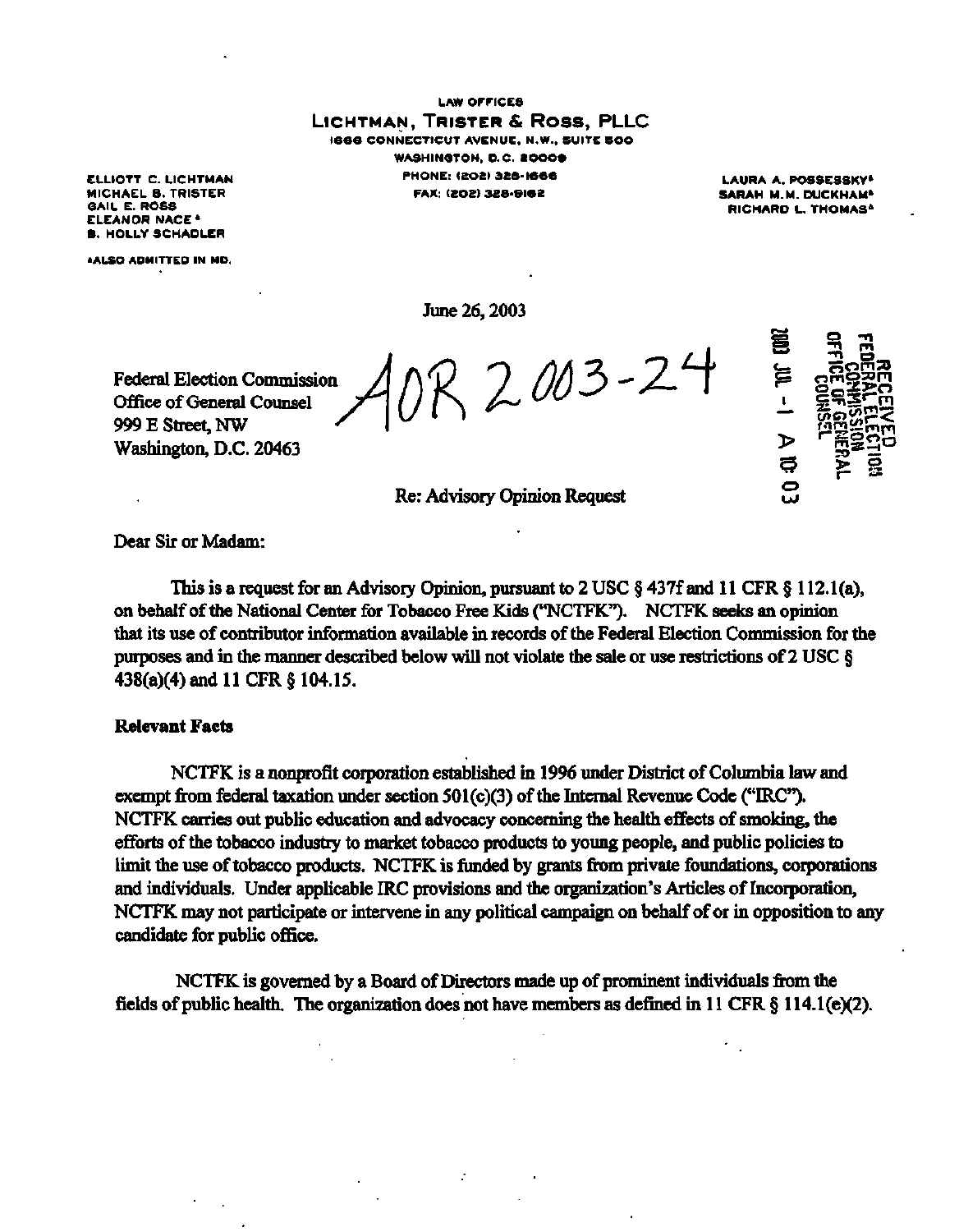LAW OFFICES

**LICHTMAN, TRISTER & ROSS, PLLC**

1666 CONNECTICUT AVENUE, N.W., SUITE 500
WASHINGTON, D.C. 20009
PHONE: (202) 328-1666
FAX: (202) 328-9162

ELLIOTT C. LICHTMAN
MICHAEL B. TRISTER
GAIL E. ROSS
ELEANOR NACE*
B. HOLLY SCHADLER

*ALSO ADMITTED IN MD.

LAURA A. POSSESSKY*
SARAH M.M. DUCKHAM*
RICHARD L. THOMAS*

June 26, 2003

AOR 2003-24

RECEIVED
FEDERAL ELECTION COMMISSION
OFFICE OF GENERAL COUNSEL
2003 JUL -1 A 10:03

Federal Election Commission
Office of General Counsel
999 E Street, NW
Washington, D.C. 20463

Re: Advisory Opinion Request

Dear Sir or Madam:

This is a request for an Advisory Opinion, pursuant to 2 USC § 437f and 11 CFR § 112.1(a), on behalf of the National Center for Tobacco Free Kids ("NCTFK"). NCTFK seeks an opinion that its use of contributor information available in records of the Federal Election Commission for the purposes and in the manner described below will not violate the sale or use restrictions of 2 USC § 438(a)(4) and 11 CFR § 104.15.

**Relevant Facts**

NCTFK is a nonprofit corporation established in 1996 under District of Columbia law and exempt from federal taxation under section 501(c)(3) of the Internal Revenue Code ("IRC"). NCTFK carries out public education and advocacy concerning the health effects of smoking, the efforts of the tobacco industry to market tobacco products to young people, and public policies to limit the use of tobacco products. NCTFK is funded by grants from private foundations, corporations and individuals. Under applicable IRC provisions and the organization's Articles of Incorporation, NCTFK may not participate or intervene in any political campaign on behalf of or in opposition to any candidate for public office.

NCTFK is governed by a Board of Directors made up of prominent individuals from the fields of public health. The organization does not have members as defined in 11 CFR § 114.1(e)(2).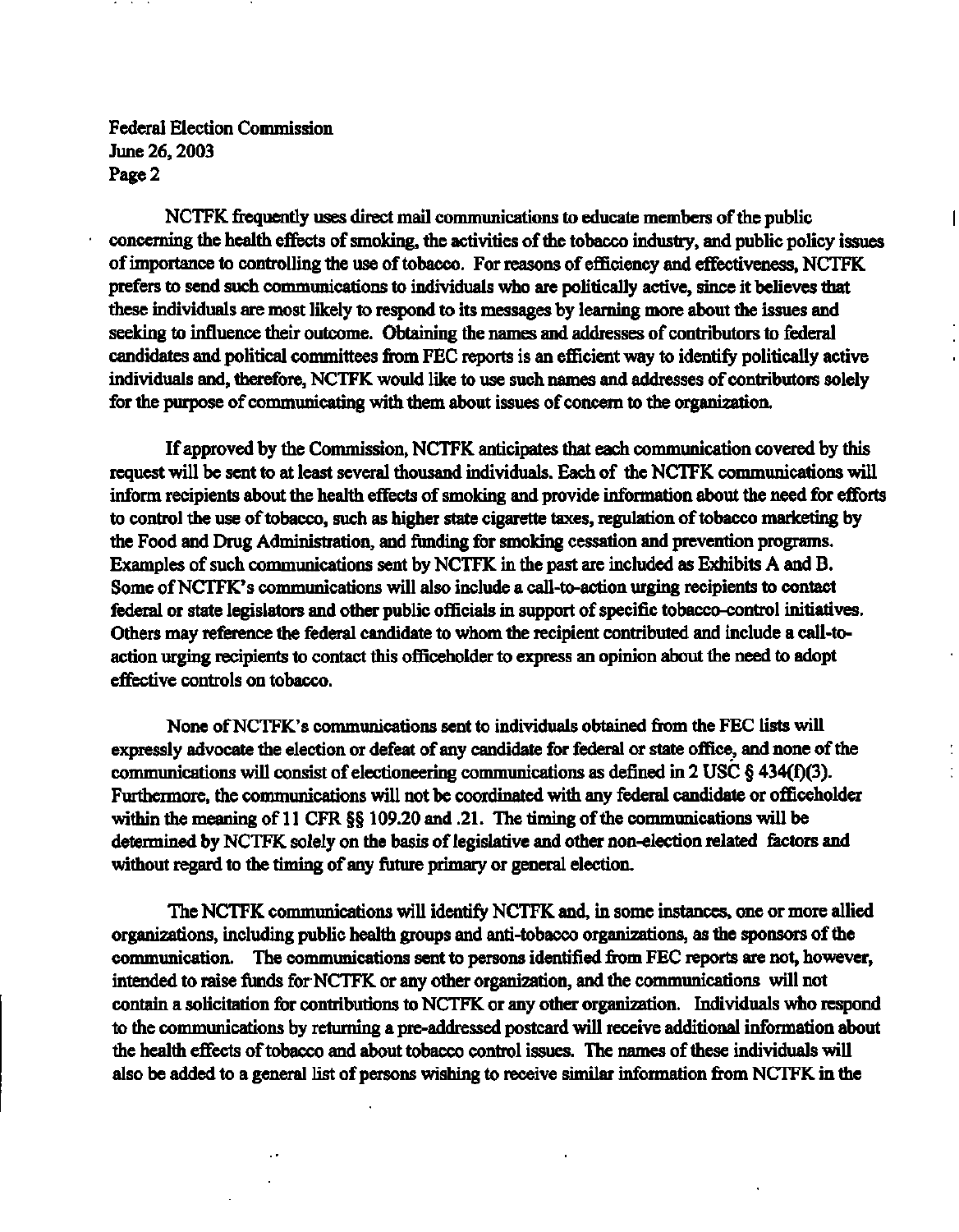NCTFK frequently uses direct mail communications to educate members of the public concerning the health effects of smoking, the activities of the tobacco industry, and public policy issues of importance to controlling the use of tobacco. For reasons of efficiency and effectiveness, NCTFK prefers to send such communications to individuals who are politically active, since it believes that these individuals are most likely to respond to its messages by learning more about the issues and seeking to influence their outcome. Obtaining the names and addresses of contributors to federal candidates and political committees from FEC reports is an efficient way to identify politically active individuals and, therefore, NCTFK would like to use such names and addresses of contributors solely for the purpose of communicating with them about issues of concern to the organization.

If approved by the Commission, NCTFK anticipates that each communication covered by this request will be sent to at least several thousand individuals. Each of the NCTFK communications will inform recipients about the health effects of smoking and provide information about the need for efforts to control the use of tobacco, such as higher state cigarette taxes, regulation of tobacco marketing by the Food and Drug Administration, and funding for smoking cessation and prevention programs. Examples of such communications sent by NCTFK in the past are included as Exhibits A and B. Some of NCTFK's communications will also include a call-to-action urging recipients to contact federal or state legislators and other public officials in support of specific tobacco-control initiatives. Others may reference the federal candidate to whom the recipient contributed and include a call-to-action urging recipients to contact this officeholder to express an opinion about the need to adopt effective controls on tobacco.

None of NCTFK's communications sent to individuals obtained from the FEC lists will expressly advocate the election or defeat of any candidate for federal or state office, and none of the communications will consist of electioneering communications as defined in 2 USC § 434(f)(3). Furthermore, the communications will not be coordinated with any federal candidate or officeholder within the meaning of 11 CFR §§ 109.20 and .21. The timing of the communications will be determined by NCTFK solely on the basis of legislative and other non-election related factors and without regard to the timing of any future primary or general election.

The NCTFK communications will identify NCTFK and, in some instances, one or more allied organizations, including public health groups and anti-tobacco organizations, as the sponsors of the communication. The communications sent to persons identified from FEC reports are not, however, intended to raise funds for NCTFK or any other organization, and the communications will not contain a solicitation for contributions to NCTFK or any other organization. Individuals who respond to the communications by returning a pre-addressed postcard will receive additional information about the health effects of tobacco and about tobacco control issues. The names of these individuals will also be added to a general list of persons wishing to receive similar information from NCTFK in the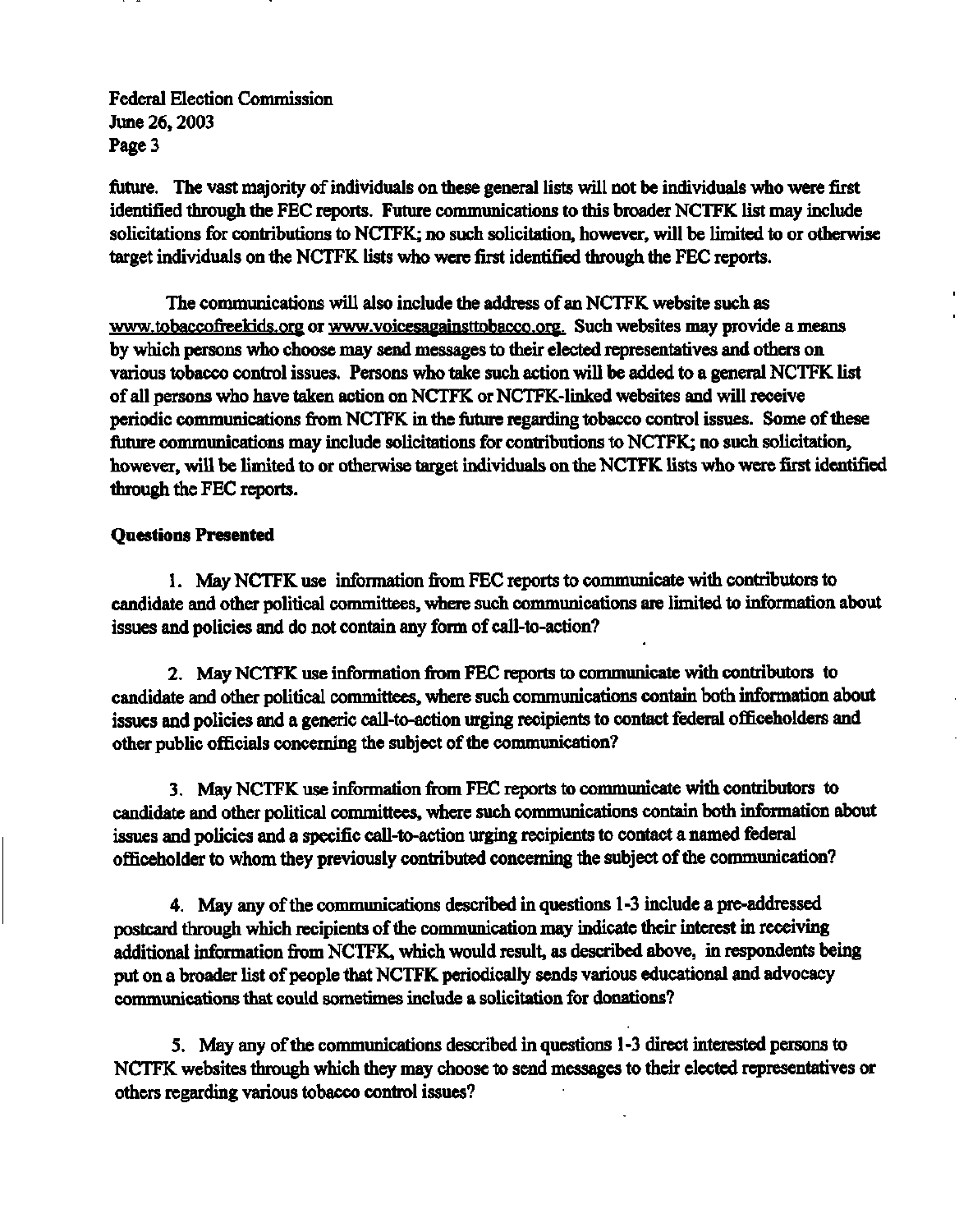future. The vast majority of individuals on these general lists will not be individuals who were first identified through the FEC reports. Future communications to this broader NCTFK list may include solicitations for contributions to NCTFK; no such solicitation, however, will be limited to or otherwise target individuals on the NCTFK lists who were first identified through the FEC reports.

The communications will also include the address of an NCTFK website such as www.tobaccofreekids.org or www.voicesagainsttobacco.org. Such websites may provide a means by which persons who choose may send messages to their elected representatives and others on various tobacco control issues. Persons who take such action will be added to a general NCTFK list of all persons who have taken action on NCTFK or NCTFK-linked websites and will receive periodic communications from NCTFK in the future regarding tobacco control issues. Some of these future communications may include solicitations for contributions to NCTFK; no such solicitation, however, will be limited to or otherwise target individuals on the NCTFK lists who were first identified through the FEC reports.

**Questions Presented**

1. May NCTFK use information from FEC reports to communicate with contributors to candidate and other political committees, where such communications are limited to information about issues and policies and do not contain any form of call-to-action?

2. May NCTFK use information from FEC reports to communicate with contributors to candidate and other political committees, where such communications contain both information about issues and policies and a generic call-to-action urging recipients to contact federal officeholders and other public officials concerning the subject of the communication?

3. May NCTFK use information from FEC reports to communicate with contributors to candidate and other political committees, where such communications contain both information about issues and policies and a specific call-to-action urging recipients to contact a named federal officeholder to whom they previously contributed concerning the subject of the communication?

4. May any of the communications described in questions 1-3 include a pre-addressed postcard through which recipients of the communication may indicate their interest in receiving additional information from NCTFK, which would result, as described above, in respondents being put on a broader list of people that NCTFK periodically sends various educational and advocacy communications that could sometimes include a solicitation for donations?

5. May any of the communications described in questions 1-3 direct interested persons to NCTFK websites through which they may choose to send messages to their elected representatives or others regarding various tobacco control issues?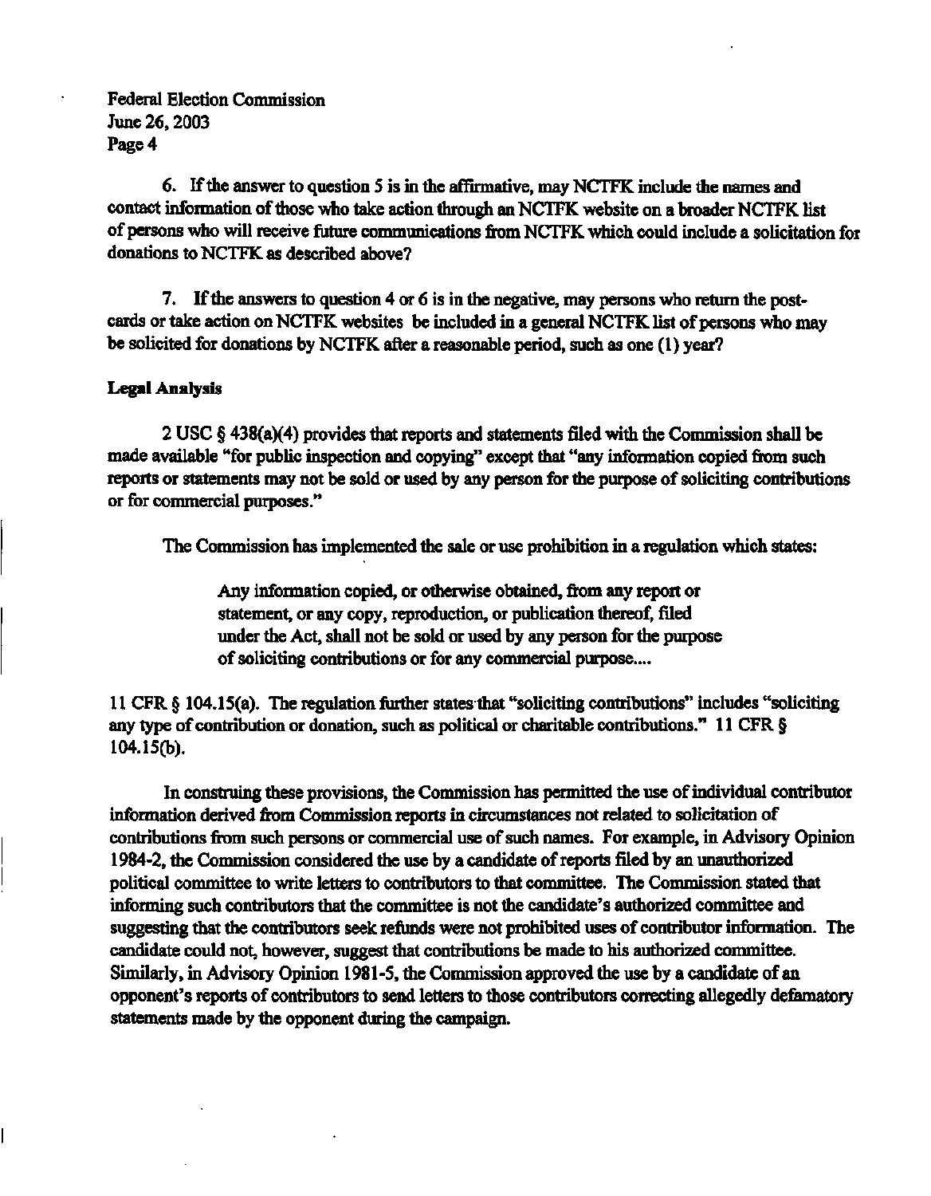6. If the answer to question 5 is in the affirmative, may NCTFK include the names and contact information of those who take action through an NCTFK website on a broader NCTFK list of persons who will receive future communications from NCTFK which could include a solicitation for donations to NCTFK as described above?

7. If the answers to question 4 or 6 is in the negative, may persons who return the post-cards or take action on NCTFK websites be included in a general NCTFK list of persons who may be solicited for donations by NCTFK after a reasonable period, such as one (1) year?

**Legal Analysis**

2 USC § 438(a)(4) provides that reports and statements filed with the Commission shall be made available "for public inspection and copying" except that "any information copied from such reports or statements may not be sold or used by any person for the purpose of soliciting contributions or for commercial purposes."

The Commission has implemented the sale or use prohibition in a regulation which states:

> Any information copied, or otherwise obtained, from any report or statement, or any copy, reproduction, or publication thereof, filed under the Act, shall not be sold or used by any person for the purpose of soliciting contributions or for any commercial purpose....

11 CFR § 104.15(a). The regulation further states that "soliciting contributions" includes "soliciting any type of contribution or donation, such as political or charitable contributions." 11 CFR § 104.15(b).

In construing these provisions, the Commission has permitted the use of individual contributor information derived from Commission reports in circumstances not related to solicitation of contributions from such persons or commercial use of such names. For example, in Advisory Opinion 1984-2, the Commission considered the use by a candidate of reports filed by an unauthorized political committee to write letters to contributors to that committee. The Commission stated that informing such contributors that the committee is not the candidate's authorized committee and suggesting that the contributors seek refunds were not prohibited uses of contributor information. The candidate could not, however, suggest that contributions be made to his authorized committee. Similarly, in Advisory Opinion 1981-5, the Commission approved the use by a candidate of an opponent's reports of contributors to send letters to those contributors correcting allegedly defamatory statements made by the opponent during the campaign.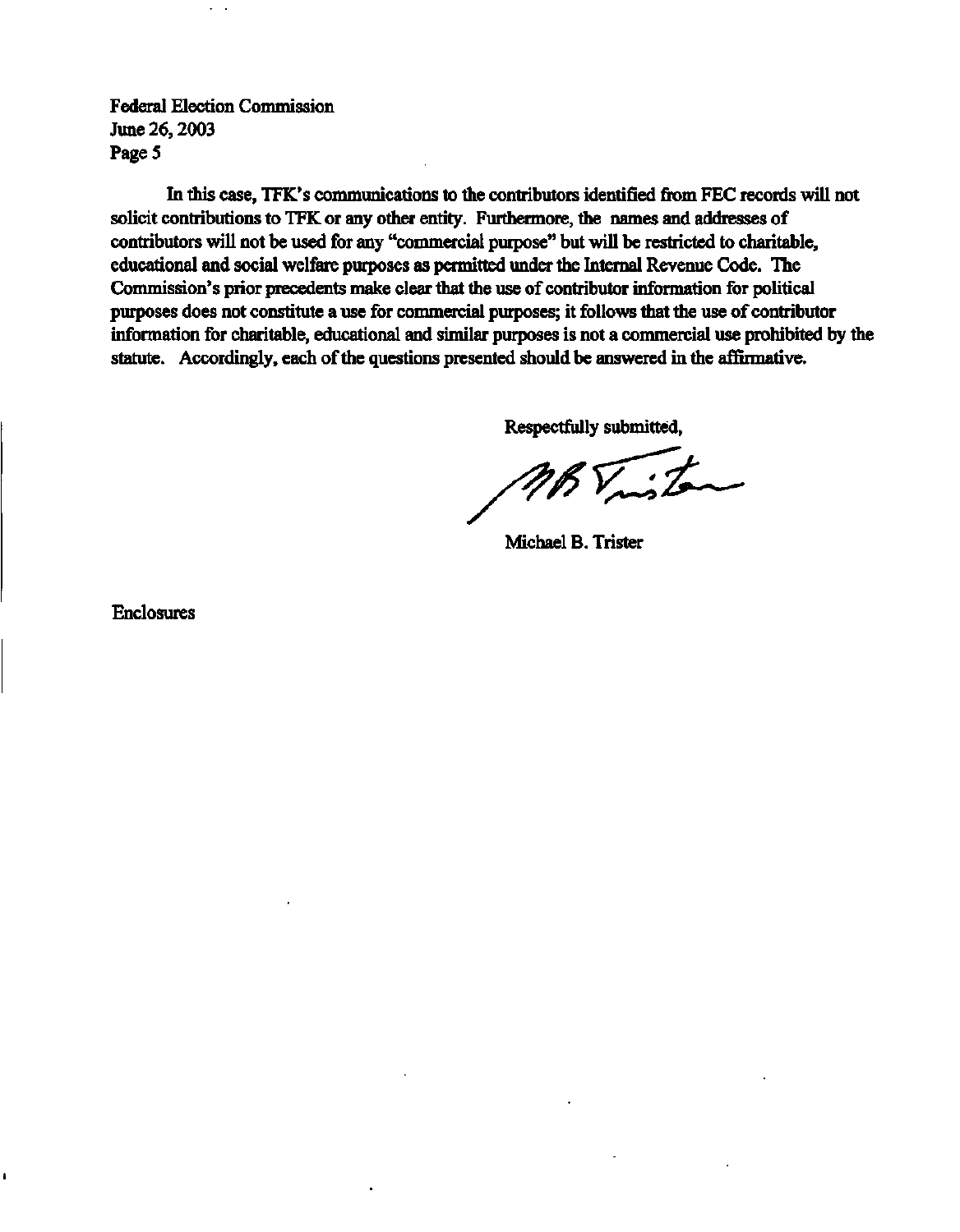Federal Election Commission
June 26, 2003
Page 5

In this case, TFK's communications to the contributors identified from FEC records will not solicit contributions to TFK or any other entity. Furthermore, the names and addresses of contributors will not be used for any "commercial purpose" but will be restricted to charitable, educational and social welfare purposes as permitted under the Internal Revenue Code. The Commission's prior precedents make clear that the use of contributor information for political purposes does not constitute a use for commercial purposes; it follows that the use of contributor information for charitable, educational and similar purposes is not a commercial use prohibited by the statute. Accordingly, each of the questions presented should be answered in the affirmative.

Respectfully submitted,

Michael B. Trister

Enclosures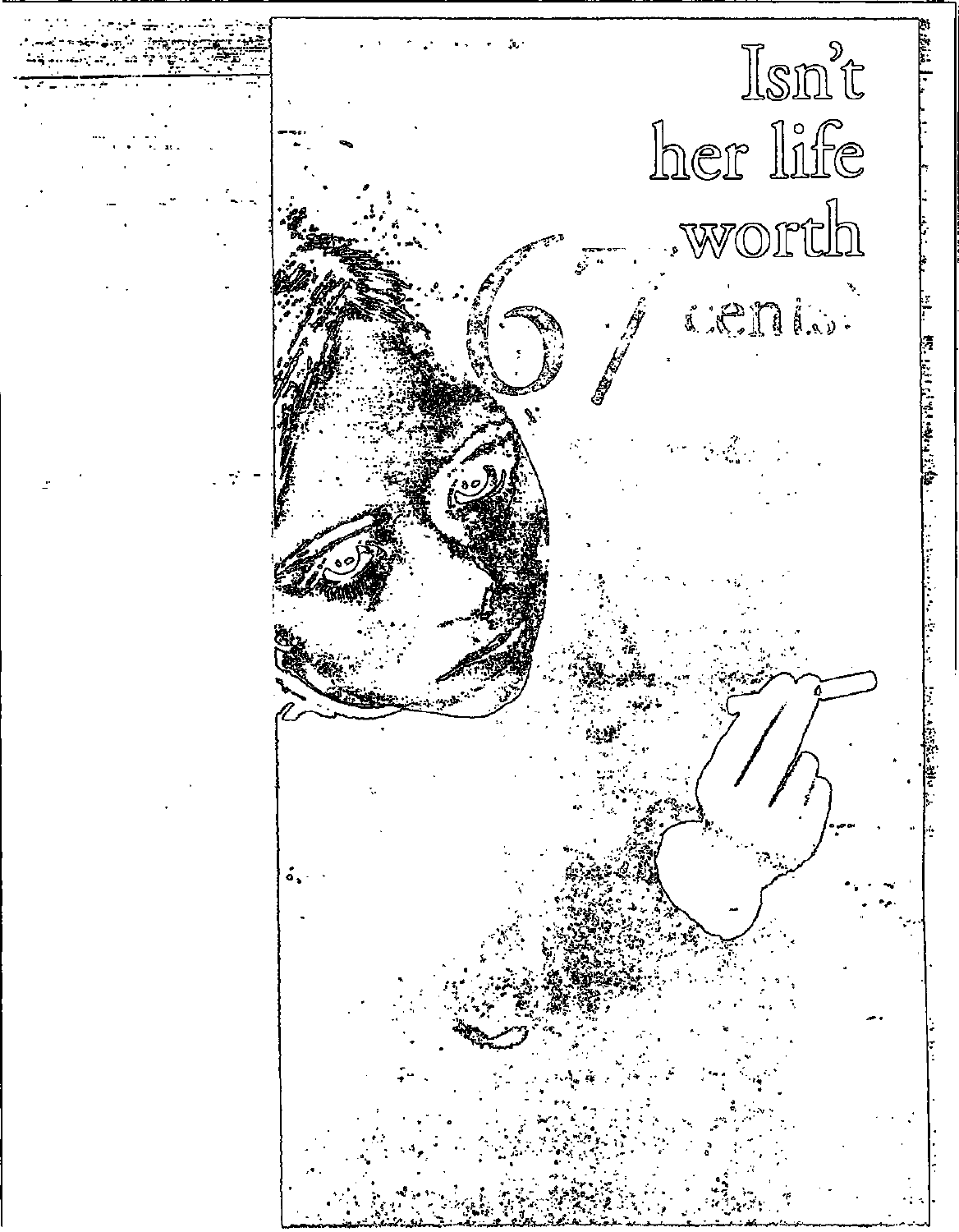Isn't her life worth 67 cents?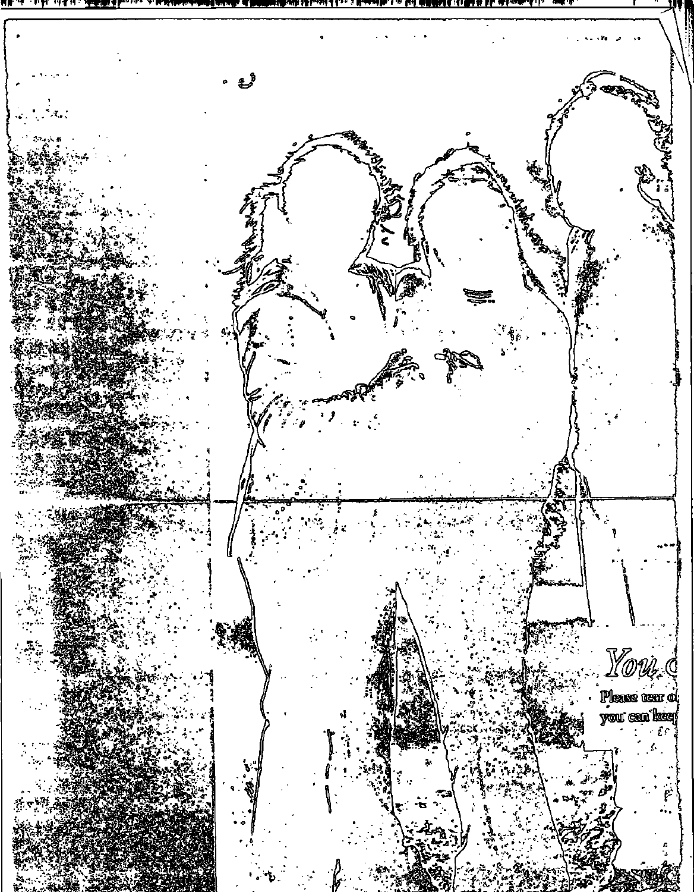*You c*

Please tear o
you can keep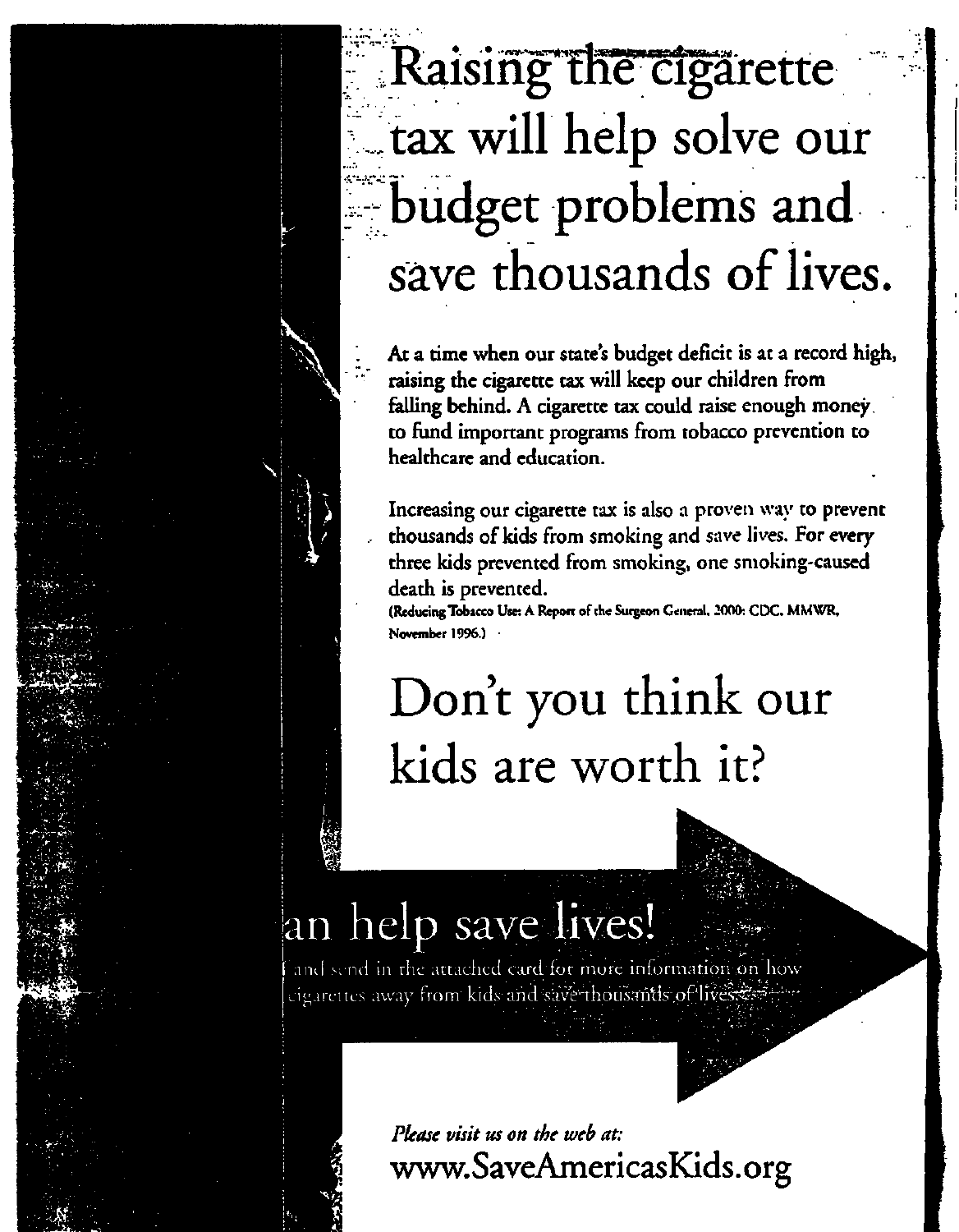# Raising the cigarette tax will help solve our budget problems and save thousands of lives.

At a time when our state's budget deficit is at a record high, raising the cigarette tax will keep our children from falling behind. A cigarette tax could raise enough money to fund important programs from tobacco prevention to healthcare and education.

Increasing our cigarette tax is also a proven way to prevent thousands of kids from smoking and save lives. For every three kids prevented from smoking, one smoking-caused death is prevented.

**(Reducing Tobacco Use: A Report of the Surgeon General, 2000: CDC, MMWR, November 1996.)**

# Don't you think our kids are worth it?

## an help save lives!

and send in the attached card for more information on how cigarettes away from kids and save thousands of lives.

*Please visit us on the web at:*

www.SaveAmericasKids.org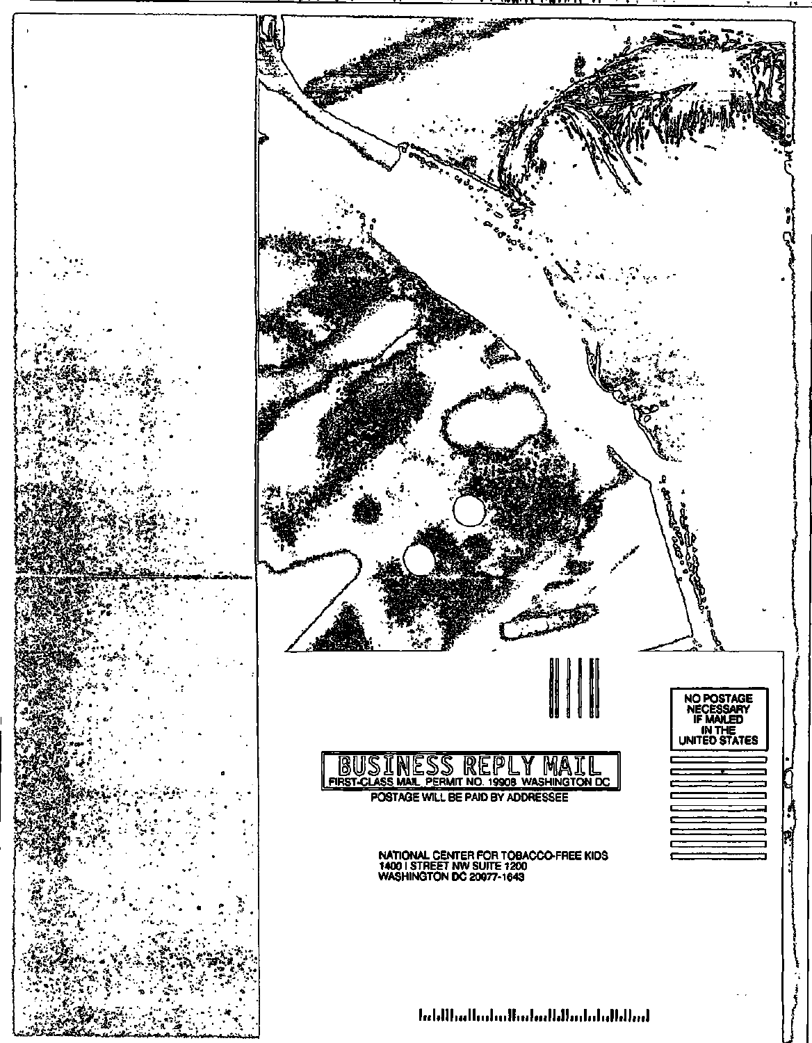NO POSTAGE NECESSARY IF MAILED IN THE UNITED STATES

BUSINESS REPLY MAIL

FIRST-CLASS MAIL PERMIT NO. 19908 WASHINGTON DC

POSTAGE WILL BE PAID BY ADDRESSEE

NATIONAL CENTER FOR TOBACCO-FREE KIDS
1400 I STREET NW SUITE 1200
WASHINGTON DC 20077-1643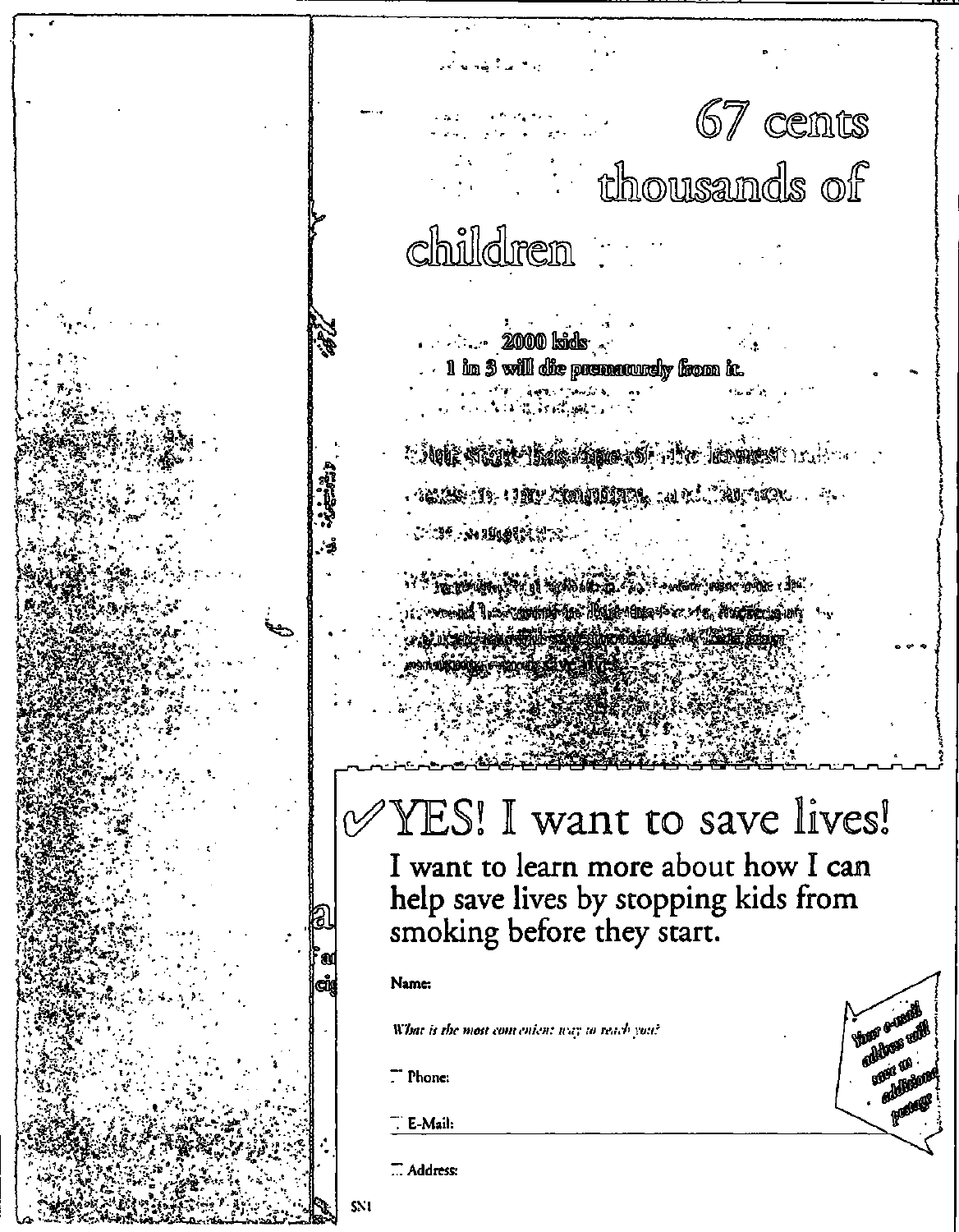# 67 cents
# thousands of children

2000 kids

1 in 3 will die prematurely from it.

## ✓YES! I want to save lives!

### I want to learn more about how I can help save lives by stopping kids from smoking before they start.

**Name:**

*What is the most convenient way to reach you?*

☐ Phone:

☐ E-Mail:

☐ Address:

Your e-mail address will save us additional postage

SN1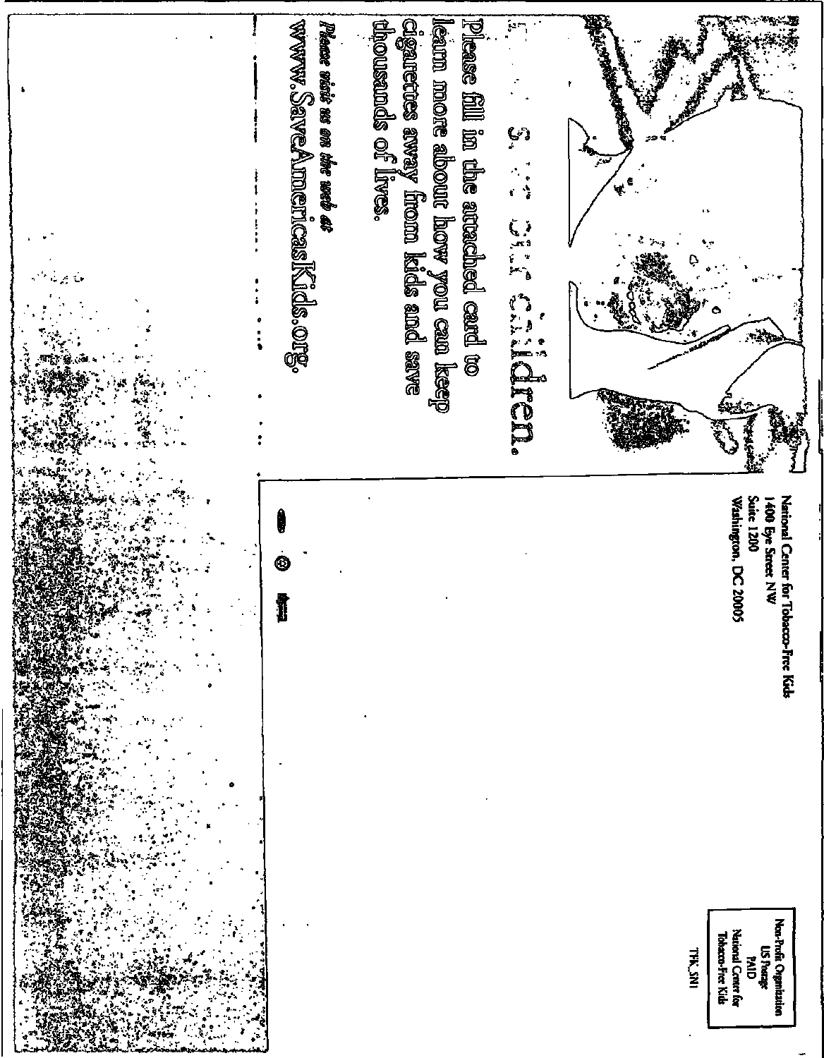# Save our children.

Please fill in the attached card to learn more about how you can keep cigarettes away from kids and save thousands of lives.

*Please visit us on the web at*

**www.SaveAmericasKids.org.**

National Center for Tobacco-Free Kids
1400 Eye Street NW
Suite 1200
Washington, DC 20005

Non-Profit Organization
US Postage
PAID
National Center for
Tobacco-Free Kids

TFK_SN1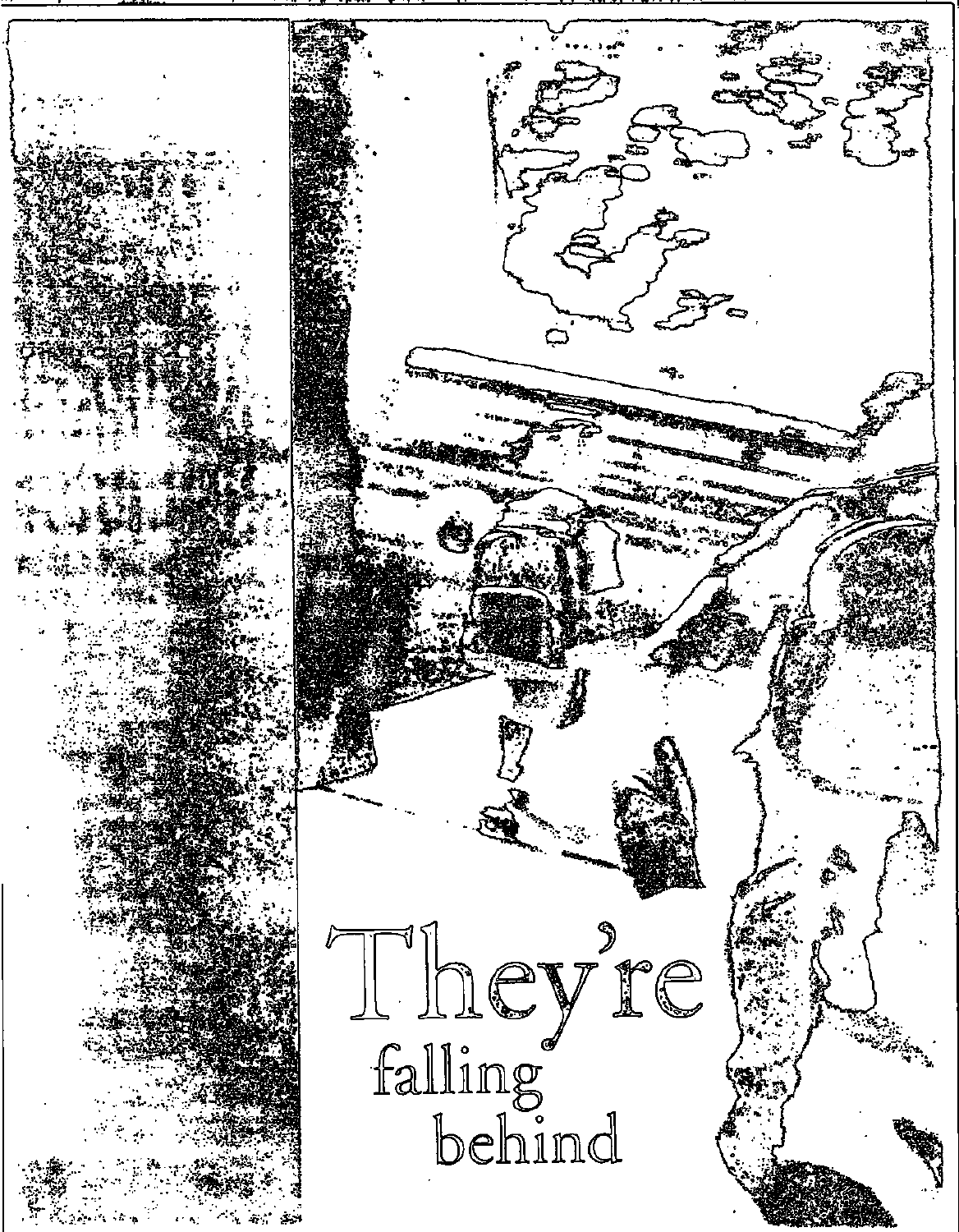# They're falling behind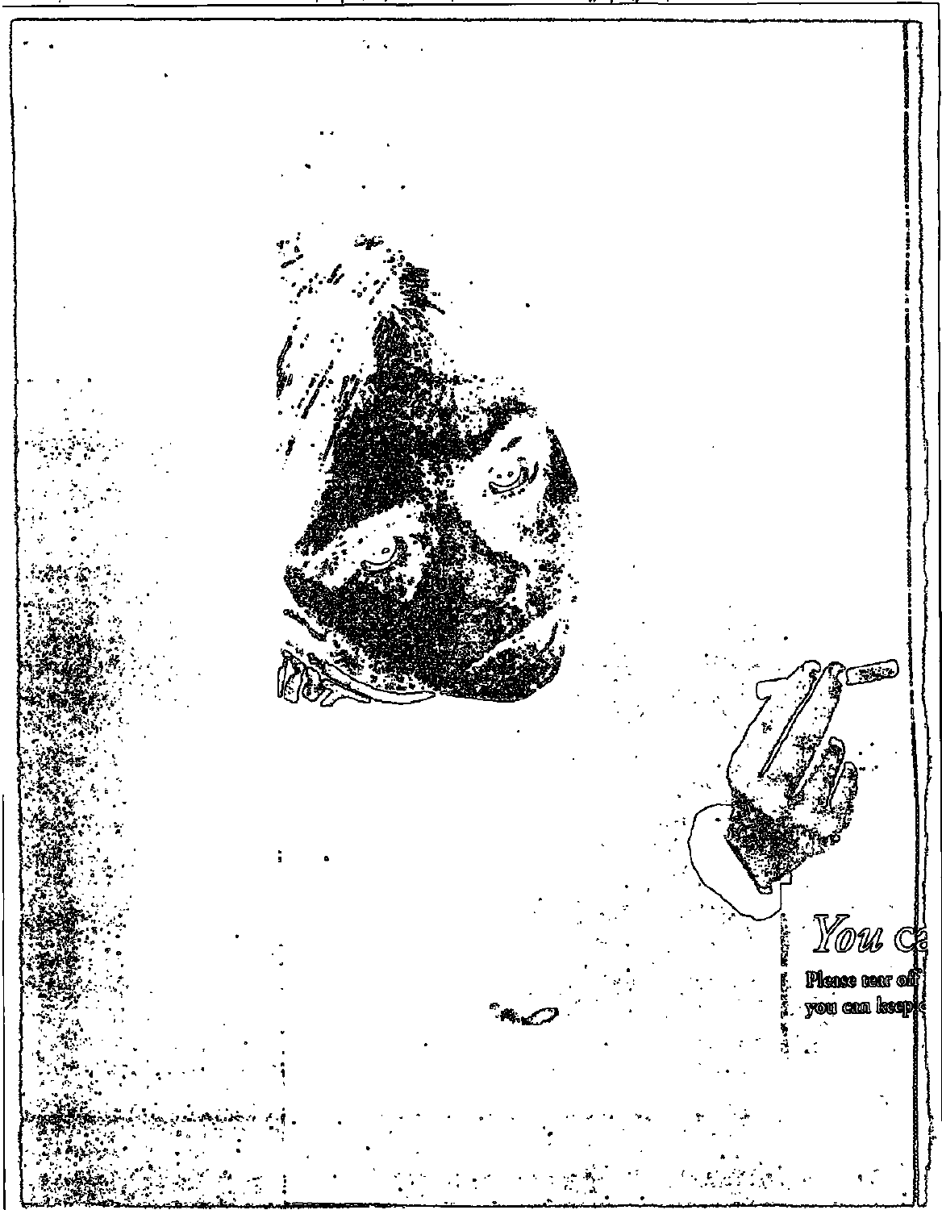*You ca*

Please tear off
you can keep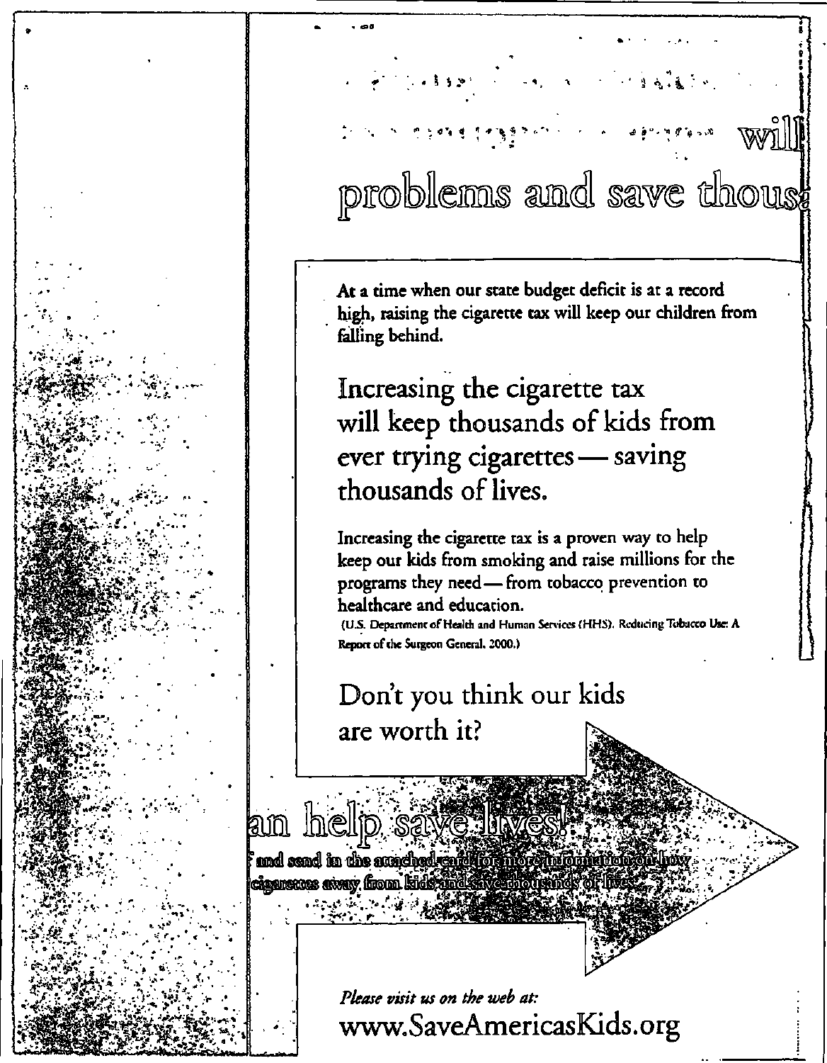will

problems and save thous

At a time when our state budget deficit is at a record high, raising the cigarette tax will keep our children from falling behind.

## Increasing the cigarette tax will keep thousands of kids from ever trying cigarettes — saving thousands of lives.

Increasing the cigarette tax is a proven way to help keep our kids from smoking and raise millions for the programs they need — from tobacco prevention to healthcare and education.

(U.S. Department of Health and Human Services (HHS). Reducing Tobacco Use: A Report of the Surgeon General. 2000.)

## Don't you think our kids are worth it?

an help save lives!

f and send in the attached card for more information on how cigarettes away from kids and save thousands of lives.

*Please visit us on the web at:*

www.SaveAmericasKids.org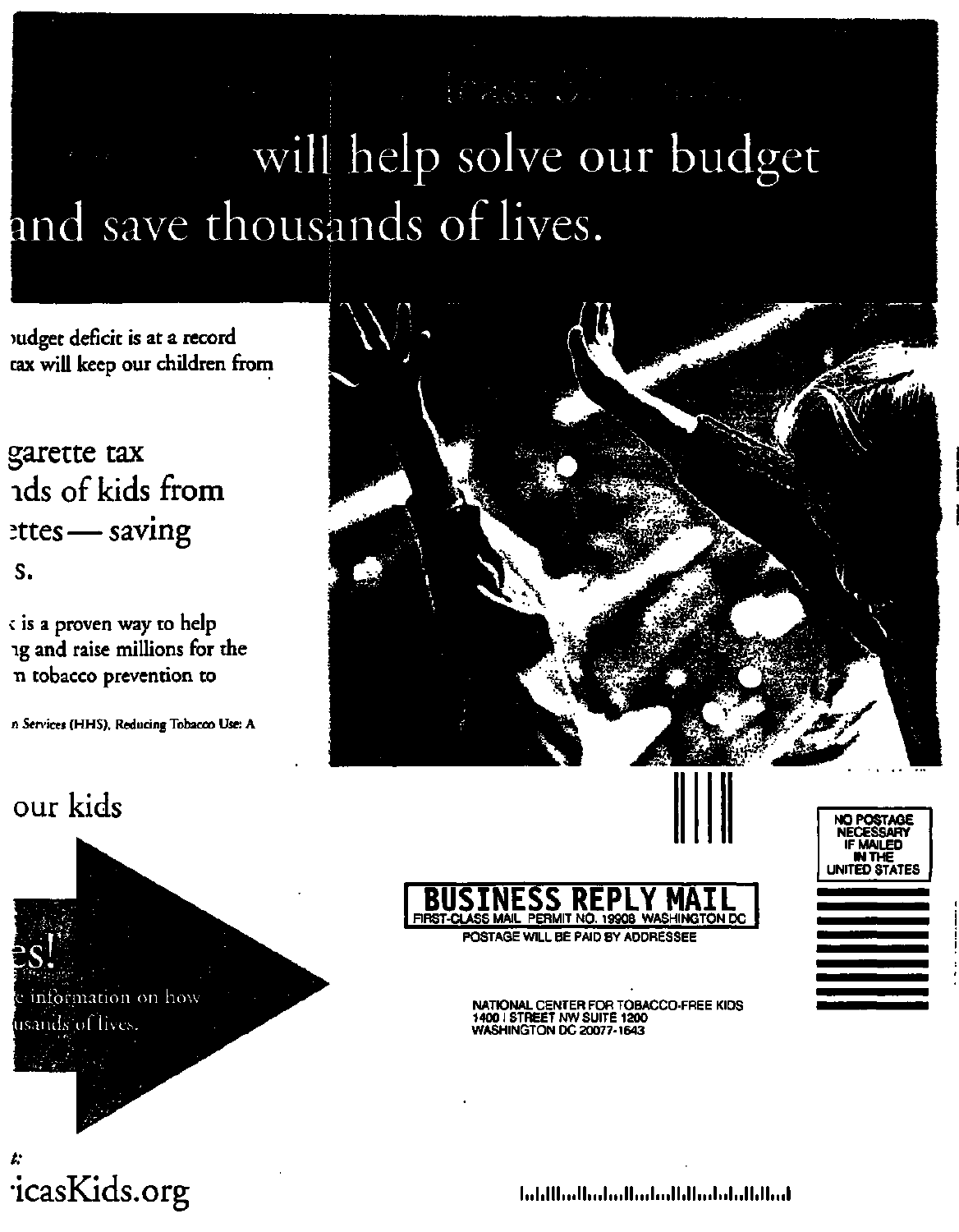# will help solve our budget and save thousands of lives.

udget deficit is at a record
tax will keep our children from

## garette tax
## ıds of kids from
## ettes — saving
## s.

: is a proven way to help
ıg and raise millions for the
n tobacco prevention to

n Services (HHS), Reducing Tobacco Use: A

## our kids

## es!

e information on how
usands of lives.

:
icasKids.org

**BUSINESS REPLY MAIL**
FIRST-CLASS MAIL PERMIT NO. 19908 WASHINGTON DC
POSTAGE WILL BE PAID BY ADDRESSEE

NO POSTAGE NECESSARY IF MAILED IN THE UNITED STATES

NATIONAL CENTER FOR TOBACCO-FREE KIDS
1400 I STREET NW SUITE 1200
WASHINGTON DC 20077-1643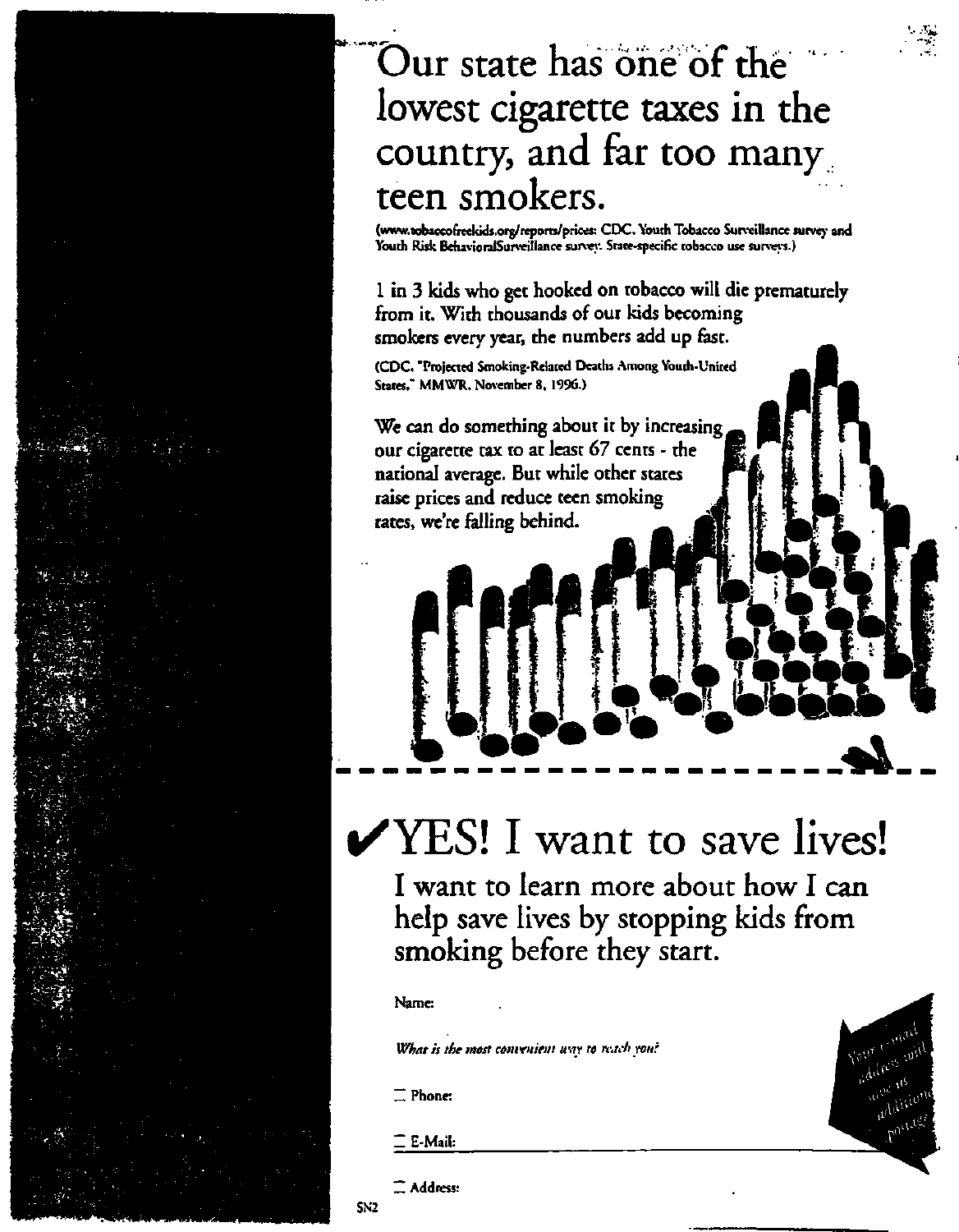# Our state has one of the lowest cigarette taxes in the country, and far too many teen smokers.

(www.tobaccofreekids.org/reports/prices: CDC. Youth Tobacco Surveillance survey and Youth Risk BehavioralSurveillance survey. State-specific tobacco use surveys.)

1 in 3 kids who get hooked on tobacco will die prematurely from it. With thousands of our kids becoming smokers every year, the numbers add up fast.

(CDC. "Projected Smoking-Related Deaths Among Youth-United States." MMWR. November 8, 1996.)

We can do something about it by increasing our cigarette tax to at least 67 cents - the national average. But while other states raise prices and reduce teen smoking rates, we're falling behind.

---

## ✔YES! I want to save lives!

### I want to learn more about how I can help save lives by stopping kids from smoking before they start.

Name:

*What is the most convenient way to reach you?*

☐ Phone:

☐ E-Mail:

☐ Address:

Your e-mail address will save us additional postage

SN2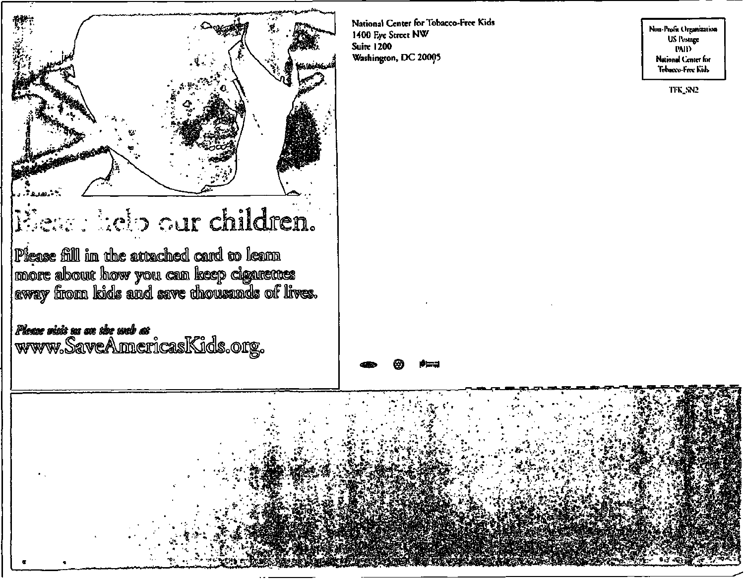Please help our children.

Please fill in the attached card to learn more about how you can keep cigarettes away from kids and save thousands of lives.

*Please visit us on the web at*
www.SaveAmericasKids.org.

National Center for Tobacco-Free Kids
1400 Eye Street NW
Suite 1200
Washington, DC 20005

Non-Profit Organization
US Postage
PAID
National Center for
Tobacco-Free Kids

TFK_SN2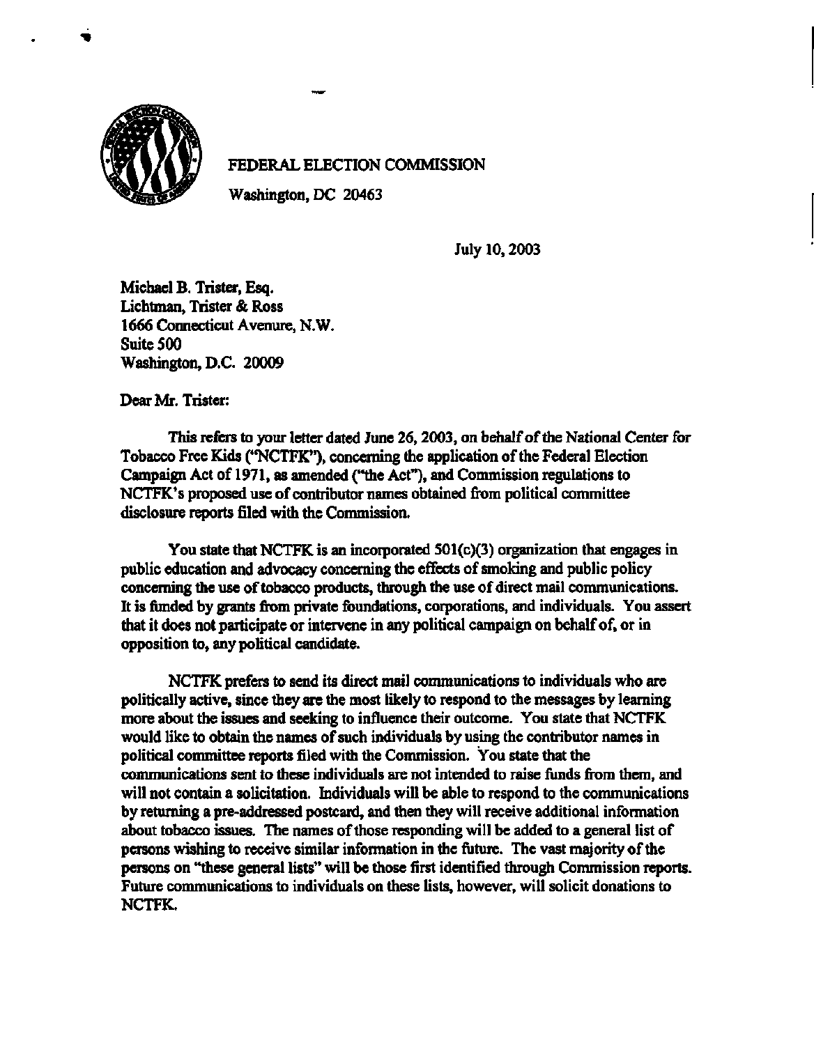FEDERAL ELECTION COMMISSION

Washington, DC 20463

July 10, 2003

Michael B. Trister, Esq.
Lichtman, Trister & Ross
1666 Connecticut Avenue, N.W.
Suite 500
Washington, D.C. 20009

Dear Mr. Trister:

This refers to your letter dated June 26, 2003, on behalf of the National Center for Tobacco Free Kids ("NCTFK"), concerning the application of the Federal Election Campaign Act of 1971, as amended ("the Act"), and Commission regulations to NCTFK's proposed use of contributor names obtained from political committee disclosure reports filed with the Commission.

You state that NCTFK is an incorporated 501(c)(3) organization that engages in public education and advocacy concerning the effects of smoking and public policy concerning the use of tobacco products, through the use of direct mail communications. It is funded by grants from private foundations, corporations, and individuals. You assert that it does not participate or intervene in any political campaign on behalf of, or in opposition to, any political candidate.

NCTFK prefers to send its direct mail communications to individuals who are politically active, since they are the most likely to respond to the messages by learning more about the issues and seeking to influence their outcome. You state that NCTFK would like to obtain the names of such individuals by using the contributor names in political committee reports filed with the Commission. You state that the communications sent to these individuals are not intended to raise funds from them, and will not contain a solicitation. Individuals will be able to respond to the communications by returning a pre-addressed postcard, and then they will receive additional information about tobacco issues. The names of those responding will be added to a general list of persons wishing to receive similar information in the future. The vast majority of the persons on "these general lists" will be those first identified through Commission reports. Future communications to individuals on these lists, however, will solicit donations to NCTFK.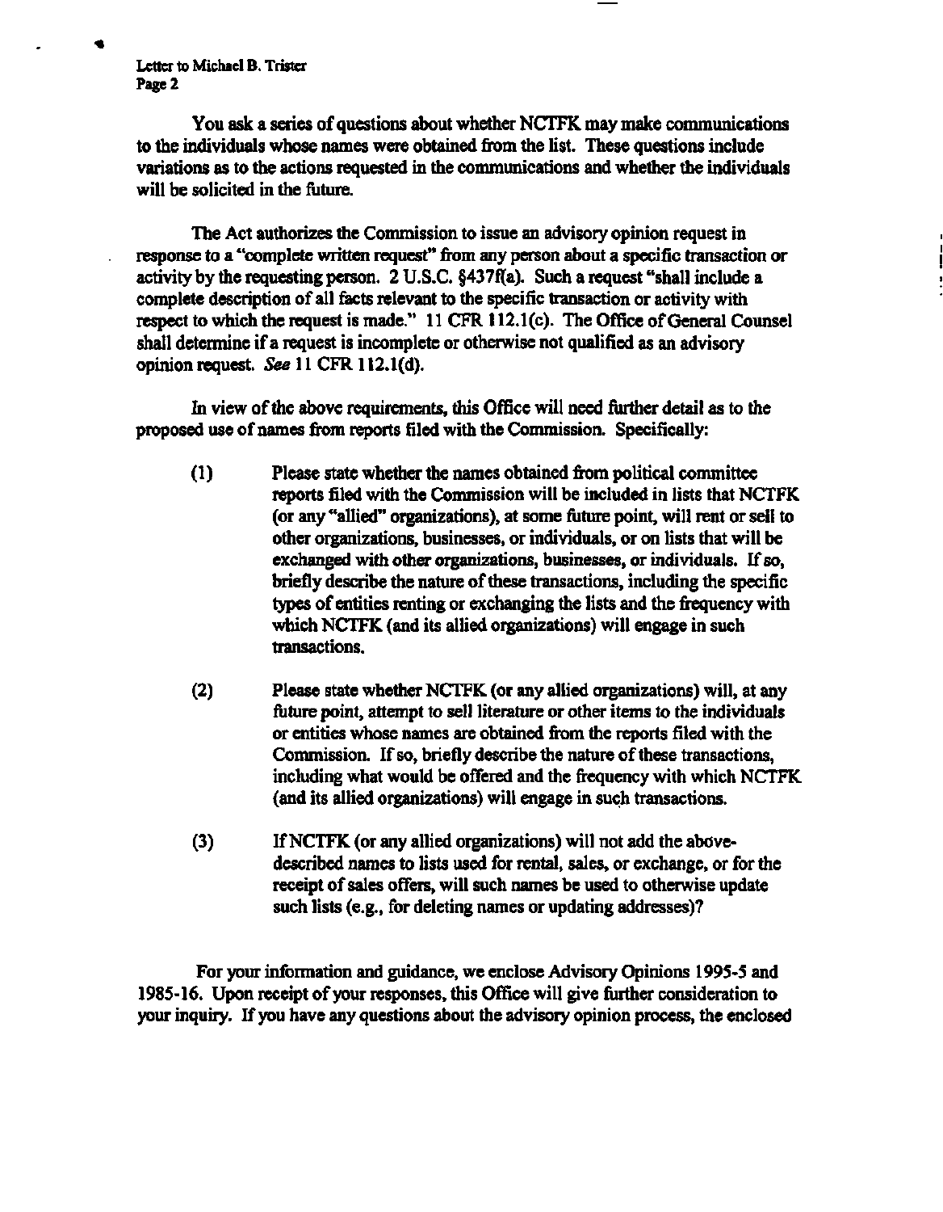You ask a series of questions about whether NCTFK may make communications to the individuals whose names were obtained from the list. These questions include variations as to the actions requested in the communications and whether the individuals will be solicited in the future.

The Act authorizes the Commission to issue an advisory opinion request in response to a "complete written request" from any person about a specific transaction or activity by the requesting person. 2 U.S.C. §437f(a). Such a request "shall include a complete description of all facts relevant to the specific transaction or activity with respect to which the request is made." 11 CFR 112.1(c). The Office of General Counsel shall determine if a request is incomplete or otherwise not qualified as an advisory opinion request. *See* 11 CFR 112.1(d).

In view of the above requirements, this Office will need further detail as to the proposed use of names from reports filed with the Commission. Specifically:

(1) Please state whether the names obtained from political committee reports filed with the Commission will be included in lists that NCTFK (or any "allied" organizations), at some future point, will rent or sell to other organizations, businesses, or individuals, or on lists that will be exchanged with other organizations, businesses, or individuals. If so, briefly describe the nature of these transactions, including the specific types of entities renting or exchanging the lists and the frequency with which NCTFK (and its allied organizations) will engage in such transactions.

(2) Please state whether NCTFK (or any allied organizations) will, at any future point, attempt to sell literature or other items to the individuals or entities whose names are obtained from the reports filed with the Commission. If so, briefly describe the nature of these transactions, including what would be offered and the frequency with which NCTFK (and its allied organizations) will engage in such transactions.

(3) If NCTFK (or any allied organizations) will not add the above-described names to lists used for rental, sales, or exchange, or for the receipt of sales offers, will such names be used to otherwise update such lists (e.g., for deleting names or updating addresses)?

For your information and guidance, we enclose Advisory Opinions 1995-5 and 1985-16. Upon receipt of your responses, this Office will give further consideration to your inquiry. If you have any questions about the advisory opinion process, the enclosed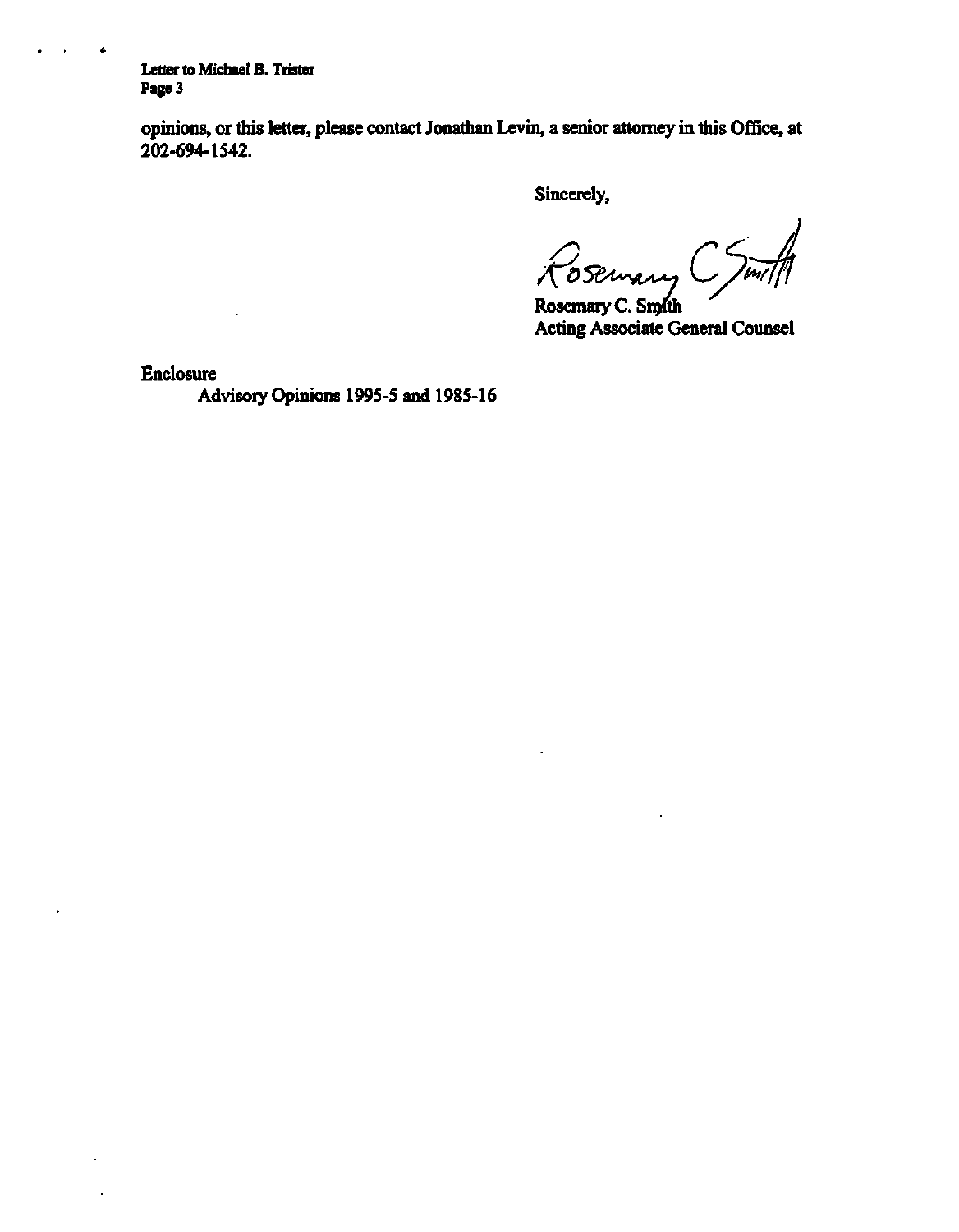opinions, or this letter, please contact Jonathan Levin, a senior attorney in this Office, at 202-694-1542.

Sincerely,

Rosemary C. Smith

Rosemary C. Smith
Acting Associate General Counsel

Enclosure
Advisory Opinions 1995-5 and 1985-16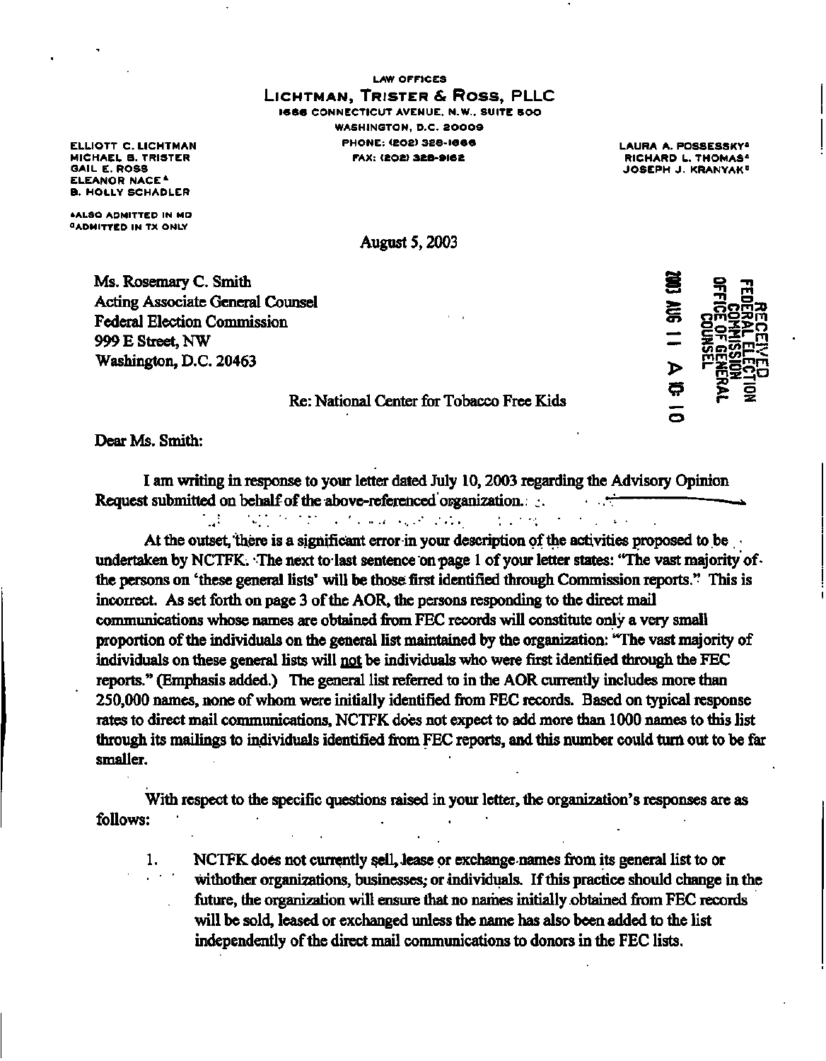LAW OFFICES

**LICHTMAN, TRISTER & ROSS, PLLC**

1666 CONNECTICUT AVENUE, N.W., SUITE 500
WASHINGTON, D.C. 20009
PHONE: (202) 328-1666
FAX: (202) 328-9162

ELLIOTT C. LICHTMAN
MICHAEL B. TRISTER
GAIL E. ROSS
ELEANOR NACE[a]
B. HOLLY SCHADLER

[a]ALSO ADMITTED IN MD
[b]ADMITTED IN TX ONLY

LAURA A. POSSESSKY[a]
RICHARD L. THOMAS[a]
JOSEPH J. KRANYAK[b]

August 5, 2003

RECEIVED
FEDERAL ELECTION COMMISSION
OFFICE OF GENERAL COUNSEL

2003 AUG 11 A 10: 10

Ms. Rosemary C. Smith
Acting Associate General Counsel
Federal Election Commission
999 E Street, NW
Washington, D.C. 20463

Re: National Center for Tobacco Free Kids

Dear Ms. Smith:

I am writing in response to your letter dated July 10, 2003 regarding the Advisory Opinion Request submitted on behalf of the above-referenced organization.

At the outset, there is a significant error in your description of the activities proposed to be undertaken by NCTFK. The next to last sentence on page 1 of your letter states: "The vast majority of the persons on 'these general lists' will be those first identified through Commission reports." This is incorrect. As set forth on page 3 of the AOR, the persons responding to the direct mail communications whose names are obtained from FEC records will constitute only a very small proportion of the individuals on the general list maintained by the organization: "The vast majority of individuals on these general lists will not be individuals who were first identified through the FEC reports." (Emphasis added.) The general list referred to in the AOR currently includes more than 250,000 names, none of whom were initially identified from FEC records. Based on typical response rates to direct mail communications, NCTFK does not expect to add more than 1000 names to this list through its mailings to individuals identified from FEC reports, and this number could turn out to be far smaller.

With respect to the specific questions raised in your letter, the organization's responses are as follows:

1. NCTFK does not currently sell, lease or exchange names from its general list to or withother organizations, businesses, or individuals. If this practice should change in the future, the organization will ensure that no names initially obtained from FEC records will be sold, leased or exchanged unless the name has also been added to the list independently of the direct mail communications to donors in the FEC lists.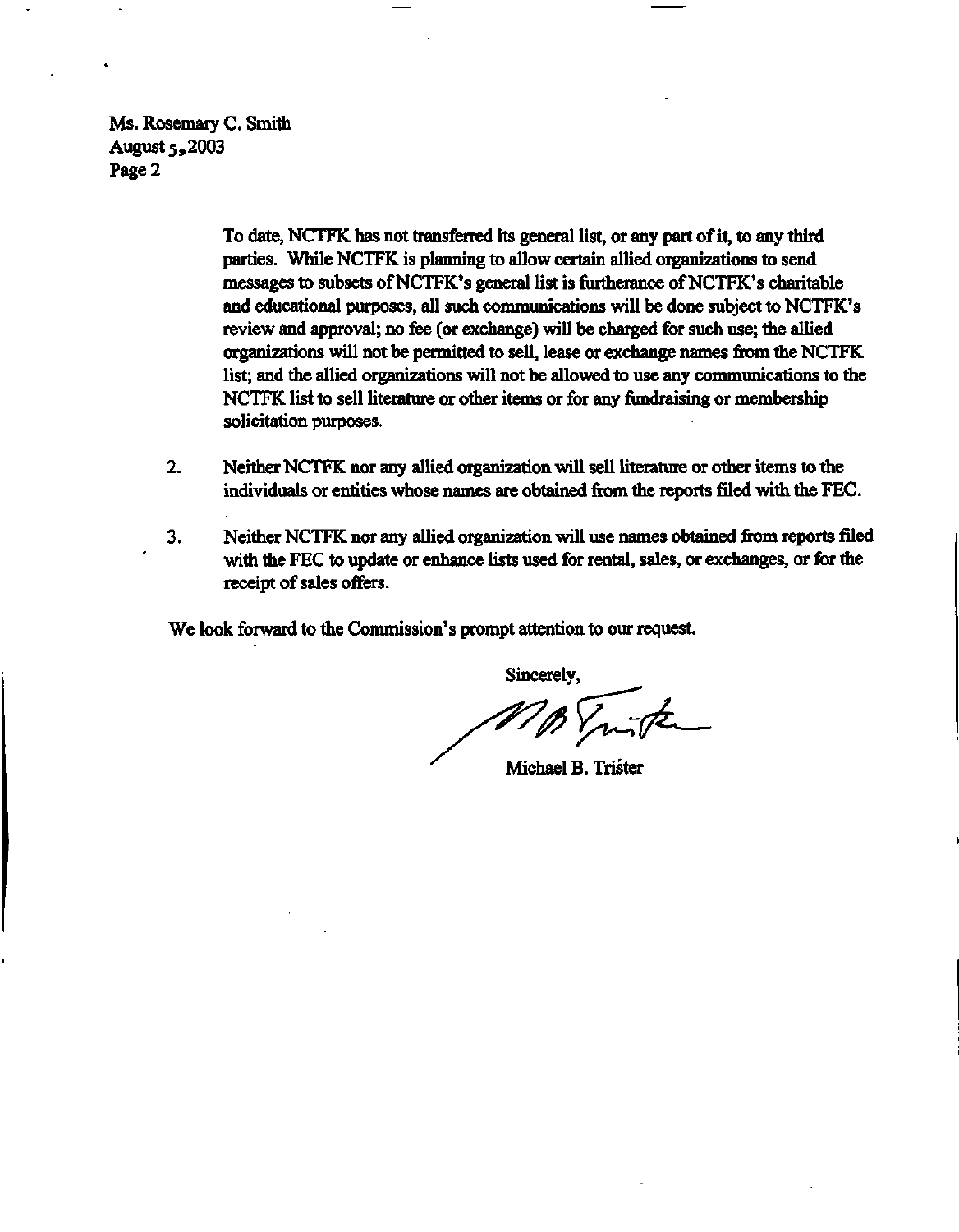Ms. Rosemary C. Smith
August 5, 2003
Page 2

To date, NCTFK has not transferred its general list, or any part of it, to any third parties. While NCTFK is planning to allow certain allied organizations to send messages to subsets of NCTFK's general list is furtherance of NCTFK's charitable and educational purposes, all such communications will be done subject to NCTFK's review and approval; no fee (or exchange) will be charged for such use; the allied organizations will not be permitted to sell, lease or exchange names from the NCTFK list; and the allied organizations will not be allowed to use any communications to the NCTFK list to sell literature or other items or for any fundraising or membership solicitation purposes.

2. Neither NCTFK nor any allied organization will sell literature or other items to the individuals or entities whose names are obtained from the reports filed with the FEC.

3. Neither NCTFK nor any allied organization will use names obtained from reports filed with the FEC to update or enhance lists used for rental, sales, or exchanges, or for the receipt of sales offers.

We look forward to the Commission's prompt attention to our request.

Sincerely,

Michael B. Trister